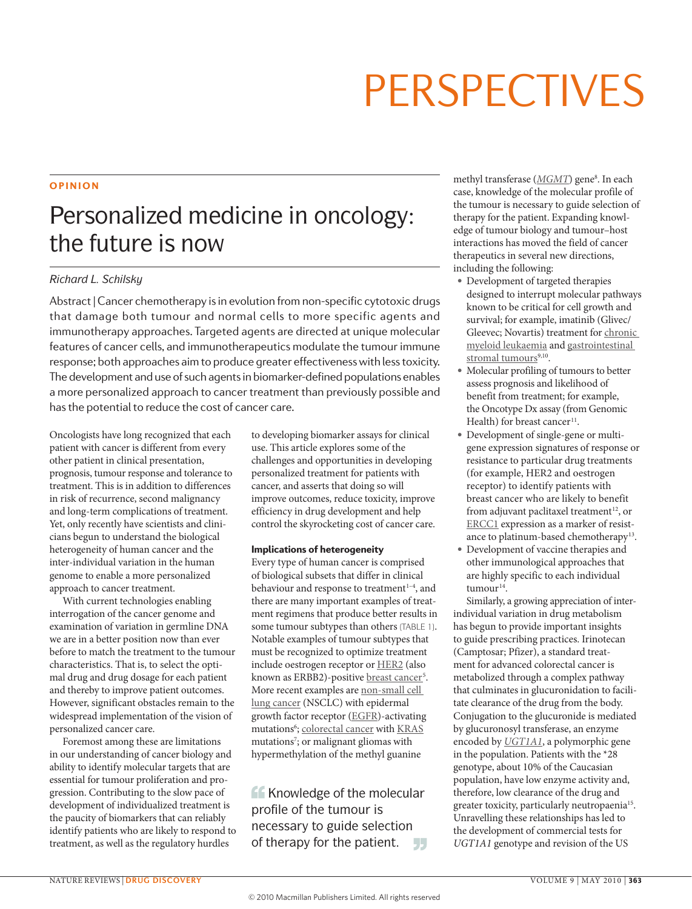# PERSPECTIVES

**OPINION**

# Personalized medicine in oncology: the future is now

*Richard L. Schilsky*

Abstract | Cancer chemotherapy is in evolution from non-specific cytotoxic drugs that damage both tumour and normal cells to more specific agents and immunotherapy approaches. Targeted agents are directed at unique molecular features of cancer cells, and immunotherapeutics modulate the tumour immune response; both approaches aim to produce greater effectiveness with less toxicity. The development and use of such agents in biomarker-defined populations enables a more personalized approach to cancer treatment than previously possible and has the potential to reduce the cost of cancer care.

Oncologists have long recognized that each patient with cancer is different from every other patient in clinical presentation, prognosis, tumour response and tolerance to treatment. This is in addition to differences in risk of recurrence, second malignancy and long-term complications of treatment. Yet, only recently have scientists and clinicians begun to understand the biological heterogeneity of human cancer and the inter-individual variation in the human genome to enable a more personalized approach to cancer treatment.

With current technologies enabling interrogation of the cancer genome and examination of variation in germline DNA we are in a better position now than ever before to match the treatment to the tumour characteristics. That is, to select the optimal drug and drug dosage for each patient and thereby to improve patient outcomes. However, significant obstacles remain to the widespread implementation of the vision of personalized cancer care.

Foremost among these are limitations in our understanding of cancer biology and ability to identify molecular targets that are essential for tumour proliferation and progression. Contributing to the slow pace of development of individualized treatment is the paucity of biomarkers that can reliably identify patients who are likely to respond to treatment, as well as the regulatory hurdles to developing biomarker assays for clinical use. This article explores some of the challenges and opportunities in developing personalized treatment for patients with cancer, and asserts that doing so will improve outcomes, reduce toxicity, improve efficiency in drug development and help control the skyrocketing cost of cancer care.

### Implications of heterogeneity

Every type of human cancer is comprised of biological subsets that differ in clinical behaviour and response to treatment[1–4], and there are many important examples of treatment regimens that produce better results in some tumour subtypes than others (TABLE 1). Notable examples of tumour subtypes that must be recognized to optimize treatment include oestrogen receptor or HER2 (also known as ERBB2)-positive breast cancer[5]. More recent examples are non-small cell lung cancer (NSCLC) with epidermal growth factor receptor (EGFR)-activating mutations[6]; colorectal cancer with KRAS mutations[7]; or malignant gliomas with hypermethylation of the methyl guanine methyl transferase (*MGMT*) gene[8]. In each case, knowledge of the molecular profile of the tumour is necessary to guide selection of therapy for the patient. Expanding knowledge of tumour biology and tumour–host interactions has moved the field of cancer therapeutics in several new directions, including the following:

> Knowledge of the molecular profile of the tumour is necessary to guide selection of therapy for the patient.

- Development of targeted therapies designed to interrupt molecular pathways known to be critical for cell growth and survival; for example, imatinib (Glivec/Gleevec; Novartis) treatment for chronic myeloid leukaemia and gastrointestinal stromal tumours[9,10].
- Molecular profiling of tumours to better assess prognosis and likelihood of benefit from treatment; for example, the Oncotype Dx assay (from Genomic Health) for breast cancer[11].
- Development of single-gene or multi-gene expression signatures of response or resistance to particular drug treatments (for example, HER2 and oestrogen receptor) to identify patients with breast cancer who are likely to benefit from adjuvant paclitaxel treatment[12], or ERCC1 expression as a marker of resistance to platinum-based chemotherapy[13].
- Development of vaccine therapies and other immunological approaches that are highly specific to each individual tumour[14].

Similarly, a growing appreciation of inter-individual variation in drug metabolism has begun to provide important insights to guide prescribing practices. Irinotecan (Camptosar; Pfizer), a standard treatment for advanced colorectal cancer is metabolized through a complex pathway that culminates in glucuronidation to facilitate clearance of the drug from the body. Conjugation to the glucuronide is mediated by glucuronosyl transferase, an enzyme encoded by *UGT1A1*, a polymorphic gene in the population. Patients with the *28 genotype, about 10% of the Caucasian population, have low enzyme activity and, therefore, low clearance of the drug and greater toxicity, particularly neutropaenia[15]. Unravelling these relationships has led to the development of commercial tests for *UGT1A1* genotype and revision of the US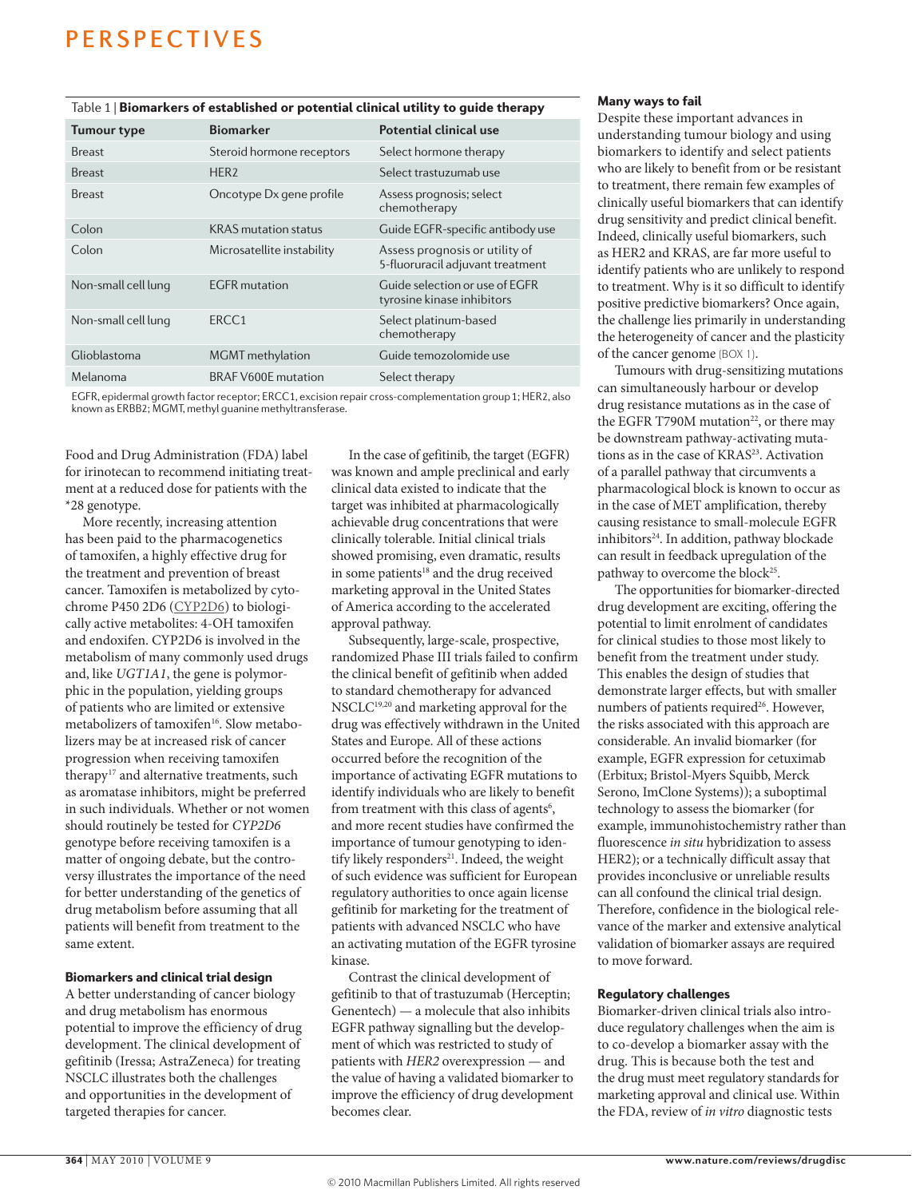Table 1 | **Biomarkers of established or potential clinical utility to guide therapy**

| Tumour type | Biomarker | Potential clinical use |
|---|---|---|
| Breast | Steroid hormone receptors | Select hormone therapy |
| Breast | HER2 | Select trastuzumab use |
| Breast | Oncotype Dx gene profile | Assess prognosis; select chemotherapy |
| Colon | KRAS mutation status | Guide EGFR-specific antibody use |
| Colon | Microsatellite instability | Assess prognosis or utility of 5-fluoruracil adjuvant treatment |
| Non-small cell lung | EGFR mutation | Guide selection or use of EGFR tyrosine kinase inhibitors |
| Non-small cell lung | ERCC1 | Select platinum-based chemotherapy |
| Glioblastoma | MGMT methylation | Guide temozolomide use |
| Melanoma | BRAF V600E mutation | Select therapy |

EGFR, epidermal growth factor receptor; ERCC1, excision repair cross-complementation group 1; HER2, also known as ERBB2; MGMT, methyl guanine methyltransferase.

Food and Drug Administration (FDA) label for irinotecan to recommend initiating treatment at a reduced dose for patients with the *28 genotype.

More recently, increasing attention has been paid to the pharmacogenetics of tamoxifen, a highly effective drug for the treatment and prevention of breast cancer. Tamoxifen is metabolized by cytochrome P450 2D6 (CYP2D6) to biologically active metabolites: 4-OH tamoxifen and endoxifen. CYP2D6 is involved in the metabolism of many commonly used drugs and, like *UGT1A1*, the gene is polymorphic in the population, yielding groups of patients who are limited or extensive metabolizers of tamoxifen[16]. Slow metabolizers may be at increased risk of cancer progression when receiving tamoxifen therapy[17] and alternative treatments, such as aromatase inhibitors, might be preferred in such individuals. Whether or not women should routinely be tested for *CYP2D6* genotype before receiving tamoxifen is a matter of ongoing debate, but the controversy illustrates the importance of the need for better understanding of the genetics of drug metabolism before assuming that all patients will benefit from treatment to the same extent.

### Biomarkers and clinical trial design

A better understanding of cancer biology and drug metabolism has enormous potential to improve the efficiency of drug development. The clinical development of gefitinib (Iressa; AstraZeneca) for treating NSCLC illustrates both the challenges and opportunities in the development of targeted therapies for cancer.

In the case of gefitinib, the target (EGFR) was known and ample preclinical and early clinical data existed to indicate that the target was inhibited at pharmacologically achievable drug concentrations that were clinically tolerable. Initial clinical trials showed promising, even dramatic, results in some patients[18] and the drug received marketing approval in the United States of America according to the accelerated approval pathway.

Subsequently, large-scale, prospective, randomized Phase III trials failed to confirm the clinical benefit of gefitinib when added to standard chemotherapy for advanced NSCLC[19,20] and marketing approval for the drug was effectively withdrawn in the United States and Europe. All of these actions occurred before the recognition of the importance of activating EGFR mutations to identify individuals who are likely to benefit from treatment with this class of agents[6], and more recent studies have confirmed the importance of tumour genotyping to identify likely responders[21]. Indeed, the weight of such evidence was sufficient for European regulatory authorities to once again license gefitinib for marketing for the treatment of patients with advanced NSCLC who have an activating mutation of the EGFR tyrosine kinase.

Contrast the clinical development of gefitinib to that of trastuzumab (Herceptin; Genentech) — a molecule that also inhibits EGFR pathway signalling but the development of which was restricted to study of patients with *HER2* overexpression — and the value of having a validated biomarker to improve the efficiency of drug development becomes clear.

### Many ways to fail

Despite these important advances in understanding tumour biology and using biomarkers to identify and select patients who are likely to benefit from or be resistant to treatment, there remain few examples of clinically useful biomarkers that can identify drug sensitivity and predict clinical benefit. Indeed, clinically useful biomarkers, such as HER2 and KRAS, are far more useful to identify patients who are unlikely to respond to treatment. Why is it so difficult to identify positive predictive biomarkers? Once again, the challenge lies primarily in understanding the heterogeneity of cancer and the plasticity of the cancer genome (BOX 1).

Tumours with drug-sensitizing mutations can simultaneously harbour or develop drug resistance mutations as in the case of the EGFR T790M mutation[22], or there may be downstream pathway-activating mutations as in the case of KRAS[23]. Activation of a parallel pathway that circumvents a pharmacological block is known to occur as in the case of MET amplification, thereby causing resistance to small-molecule EGFR inhibitors[24]. In addition, pathway blockade can result in feedback upregulation of the pathway to overcome the block[25].

The opportunities for biomarker-directed drug development are exciting, offering the potential to limit enrolment of candidates for clinical studies to those most likely to benefit from the treatment under study. This enables the design of studies that demonstrate larger effects, but with smaller numbers of patients required[26]. However, the risks associated with this approach are considerable. An invalid biomarker (for example, EGFR expression for cetuximab (Erbitux; Bristol-Myers Squibb, Merck Serono, ImClone Systems)); a suboptimal technology to assess the biomarker (for example, immunohistochemistry rather than fluorescence *in situ* hybridization to assess HER2); or a technically difficult assay that provides inconclusive or unreliable results can all confound the clinical trial design. Therefore, confidence in the biological relevance of the marker and extensive analytical validation of biomarker assays are required to move forward.

### Regulatory challenges

Biomarker-driven clinical trials also introduce regulatory challenges when the aim is to co-develop a biomarker assay with the drug. This is because both the test and the drug must meet regulatory standards for marketing approval and clinical use. Within the FDA, review of *in vitro* diagnostic tests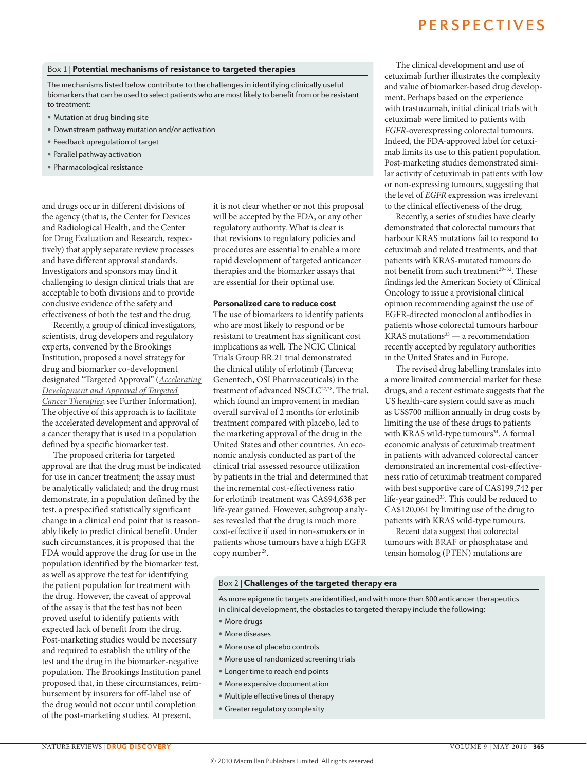### Box 1 | Potential mechanisms of resistance to targeted therapies

The mechanisms listed below contribute to the challenges in identifying clinically useful biomarkers that can be used to select patients who are most likely to benefit from or be resistant to treatment:

- Mutation at drug binding site
- Downstream pathway mutation and/or activation
- Feedback upregulation of target
- Parallel pathway activation
- Pharmacological resistance

and drugs occur in different divisions of the agency (that is, the Center for Devices and Radiological Health, and the Center for Drug Evaluation and Research, respectively) that apply separate review processes and have different approval standards. Investigators and sponsors may find it challenging to design clinical trials that are acceptable to both divisions and to provide conclusive evidence of the safety and effectiveness of both the test and the drug.

Recently, a group of clinical investigators, scientists, drug developers and regulatory experts, convened by the Brookings Institution, proposed a novel strategy for drug and biomarker co-development designated "Targeted Approval" (*Accelerating Development and Approval of Targeted Cancer Therapies*; see Further Information). The objective of this approach is to facilitate the accelerated development and approval of a cancer therapy that is used in a population defined by a specific biomarker test.

The proposed criteria for targeted approval are that the drug must be indicated for use in cancer treatment; the assay must be analytically validated; and the drug must demonstrate, in a population defined by the test, a prespecified statistically significant change in a clinical end point that is reasonably likely to predict clinical benefit. Under such circumstances, it is proposed that the FDA would approve the drug for use in the population identified by the biomarker test, as well as approve the test for identifying the patient population for treatment with the drug. However, the caveat of approval of the assay is that the test has not been proved useful to identify patients with expected lack of benefit from the drug. Post-marketing studies would be necessary and required to establish the utility of the test and the drug in the biomarker-negative population. The Brookings Institution panel proposed that, in these circumstances, reimbursement by insurers for off-label use of the drug would not occur until completion of the post-marketing studies. At present, it is not clear whether or not this proposal will be accepted by the FDA, or any other regulatory authority. What is clear is that revisions to regulatory policies and procedures are essential to enable a more rapid development of targeted anticancer therapies and the biomarker assays that are essential for their optimal use.

**Personalized care to reduce cost**

The use of biomarkers to identify patients who are most likely to respond or be resistant to treatment has significant cost implications as well. The NCIC Clinical Trials Group BR.21 trial demonstrated the clinical utility of erlotinib (Tarceva; Genentech, OSI Pharmaceuticals) in the treatment of advanced NSCLC[27,28]. The trial, which found an improvement in median overall survival of 2 months for erlotinib treatment compared with placebo, led to the marketing approval of the drug in the United States and other countries. An economic analysis conducted as part of the clinical trial assessed resource utilization by patients in the trial and determined that the incremental cost-effectiveness ratio for erlotinib treatment was CA$94,638 per life-year gained. However, subgroup analyses revealed that the drug is much more cost-effective if used in non-smokers or in patients whose tumours have a high EGFR copy number[28].

The clinical development and use of cetuximab further illustrates the complexity and value of biomarker-based drug development. Perhaps based on the experience with trastuzumab, initial clinical trials with cetuximab were limited to patients with *EGFR*-overexpressing colorectal tumours. Indeed, the FDA-approved label for cetuximab limits its use to this patient population. Post-marketing studies demonstrated similar activity of cetuximab in patients with low or non-expressing tumours, suggesting that the level of *EGFR* expression was irrelevant to the clinical effectiveness of the drug.

Recently, a series of studies have clearly demonstrated that colorectal tumours that harbour KRAS mutations fail to respond to cetuximab and related treatments, and that patients with KRAS-mutated tumours do not benefit from such treatment[29–32]. These findings led the American Society of Clinical Oncology to issue a provisional clinical opinion recommending against the use of EGFR-directed monoclonal antibodies in patients whose colorectal tumours harbour KRAS mutations[33] — a recommendation recently accepted by regulatory authorities in the United States and in Europe.

The revised drug labelling translates into a more limited commercial market for these drugs, and a recent estimate suggests that the US health-care system could save as much as US$700 million annually in drug costs by limiting the use of these drugs to patients with KRAS wild-type tumours[34]. A formal economic analysis of cetuximab treatment in patients with advanced colorectal cancer demonstrated an incremental cost-effectiveness ratio of cetuximab treatment compared with best supportive care of CA$199,742 per life-year gained[35]. This could be reduced to CA$120,061 by limiting use of the drug to patients with KRAS wild-type tumours.

Recent data suggest that colorectal tumours with BRAF or phosphatase and tensin homolog (PTEN) mutations are

### Box 2 | Challenges of the targeted therapy era

As more epigenetic targets are identified, and with more than 800 anticancer therapeutics in clinical development, the obstacles to targeted therapy include the following:

- More drugs
- More diseases
- More use of placebo controls
- More use of randomized screening trials
- Longer time to reach end points
- More expensive documentation
- Multiple effective lines of therapy
- Greater regulatory complexity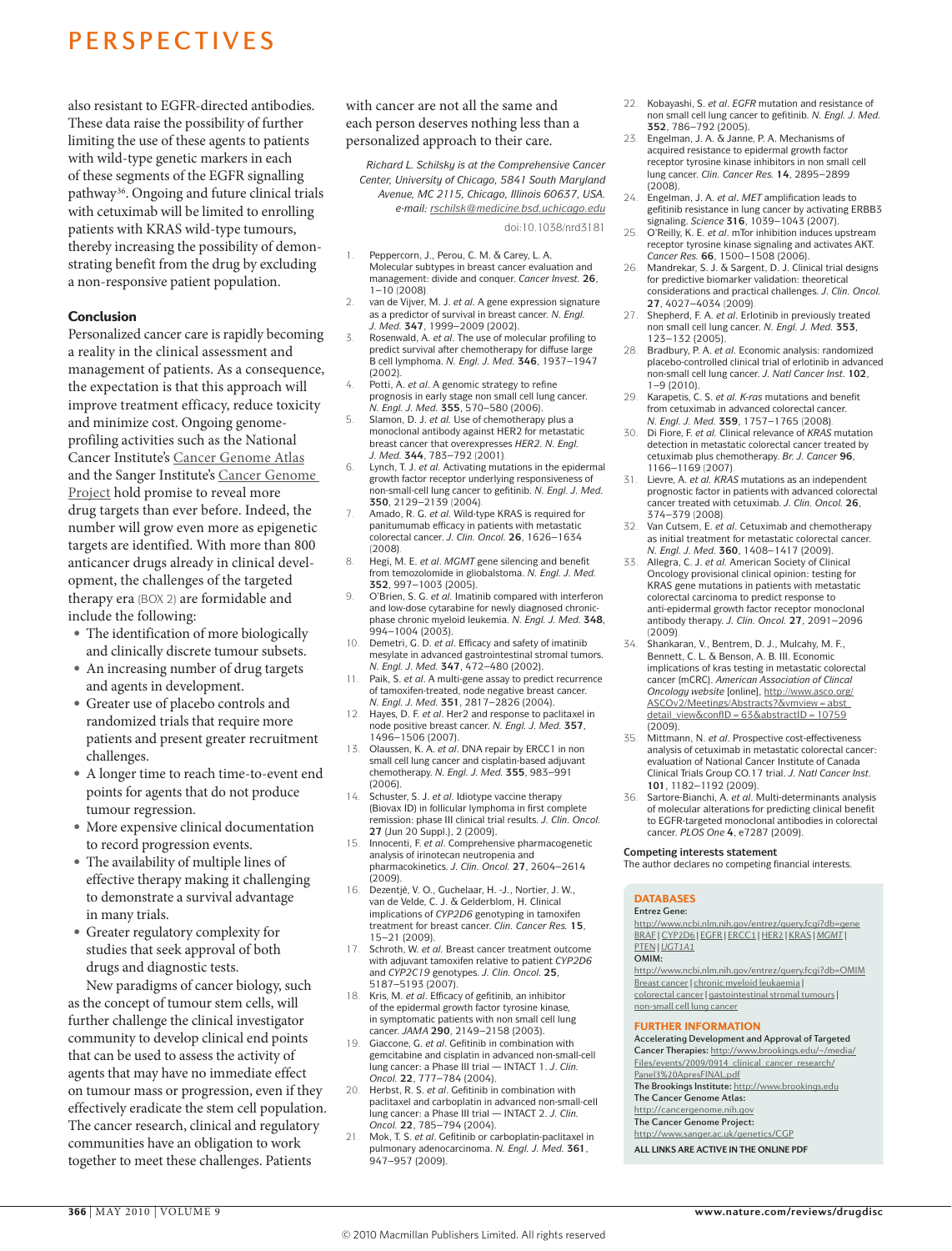also resistant to EGFR-directed antibodies. These data raise the possibility of further limiting the use of these agents to patients with wild-type genetic markers in each of these segments of the EGFR signalling pathway[36]. Ongoing and future clinical trials with cetuximab will be limited to enrolling patients with KRAS wild-type tumours, thereby increasing the possibility of demonstrating benefit from the drug by excluding a non-responsive patient population.

### Conclusion

Personalized cancer care is rapidly becoming a reality in the clinical assessment and management of patients. As a consequence, the expectation is that this approach will improve treatment efficacy, reduce toxicity and minimize cost. Ongoing genome-profiling activities such as the National Cancer Institute's Cancer Genome Atlas and the Sanger Institute's Cancer Genome Project hold promise to reveal more drug targets than ever before. Indeed, the number will grow even more as epigenetic targets are identified. With more than 800 anticancer drugs already in clinical development, the challenges of the targeted therapy era (BOX 2) are formidable and include the following:

- The identification of more biologically and clinically discrete tumour subsets.
- An increasing number of drug targets and agents in development.
- Greater use of placebo controls and randomized trials that require more patients and present greater recruitment challenges.
- A longer time to reach time-to-event end points for agents that do not produce tumour regression.
- More expensive clinical documentation to record progression events.
- The availability of multiple lines of effective therapy making it challenging to demonstrate a survival advantage in many trials.
- Greater regulatory complexity for studies that seek approval of both drugs and diagnostic tests.

New paradigms of cancer biology, such as the concept of tumour stem cells, will further challenge the clinical investigator community to develop clinical end points that can be used to assess the activity of agents that may have no immediate effect on tumour mass or progression, even if they effectively eradicate the stem cell population. The cancer research, clinical and regulatory communities have an obligation to work together to meet these challenges. Patients with cancer are not all the same and each person deserves nothing less than a personalized approach to their care.

*Richard L. Schilsky is at the Comprehensive Cancer Center, University of Chicago, 5841 South Maryland Avenue, MC 2115, Chicago, Illinois 60637, USA.*
*e-mail: rschilsk@medicine.bsd.uchicago.edu*

doi:10.1038/nrd3181

1. Peppercorn, J., Perou, C. M. & Carey, L. A. Molecular subtypes in breast cancer evaluation and management: divide and conquer. *Cancer Invest.* **26**, 1–10 (2008).
2. van de Vijver, M. J. *et al.* A gene expression signature as a predictor of survival in breast cancer. *N. Engl. J. Med.* **347**, 1999–2009 (2002).
3. Rosenwald, A. *et al.* The use of molecular profiling to predict survival after chemotherapy for diffuse large B cell lymphoma. *N. Engl. J. Med.* **346**, 1937–1947 (2002).
4. Potti, A. *et al.* A genomic strategy to refine prognosis in early stage non small cell lung cancer. *N. Engl. J. Med.* **355**, 570–580 (2006).
5. Slamon, D. J. *et al.* Use of chemotherapy plus a monoclonal antibody against HER2 for metastatic breast cancer that overexpresses *HER2*. *N. Engl. J. Med.* **344**, 783–792 (2001).
6. Lynch, T. J. *et al.* Activating mutations in the epidermal growth factor receptor underlying responsiveness of non-small-cell lung cancer to gefitinib. *N. Engl. J. Med.* **350**, 2129–2139 (2004).
7. Amado, R. G. *et al.* Wild-type KRAS is required for panitumumab efficacy in patients with metastatic colorectal cancer. *J. Clin. Oncol.* **26**, 1626–1634 (2008).
8. Hegi, M. E. *et al.* *MGMT* gene silencing and benefit from temozolomide in glioblastoma. *N. Engl. J. Med.* **352**, 997–1003 (2005).
9. O'Brien, S. G. *et al.* Imatinib compared with interferon and low-dose cytarabine for newly diagnosed chronic-phase chronic myeloid leukemia. *N. Engl. J. Med.* **348**, 994–1004 (2003).
10. Demetri, G. D. *et al.* Efficacy and safety of imatinib mesylate in advanced gastrointestinal stromal tumors. *N. Engl. J. Med.* **347**, 472–480 (2002).
11. Paik, S. *et al.* A multi-gene assay to predict recurrence of tamoxifen-treated, node negative breast cancer. *N. Engl. J. Med.* **351**, 2817–2826 (2004).
12. Hayes, D. F. *et al.* Her2 and response to paclitaxel in node positive breast cancer. *N. Engl. J. Med.* **357**, 1496–1506 (2007).
13. Olaussen, K. A. *et al.* DNA repair by ERCC1 in non small cell lung cancer and cisplatin-based adjuvant chemotherapy. *N. Engl. J. Med.* **355**, 983–991 (2006).
14. Schuster, S. J. *et al.* Idiotype vaccine therapy (Biovax ID) in follicular lymphoma in first complete remission: phase III clinical trial results. *J. Clin. Oncol.* **27** (Jun 20 Suppl.), 2 (2009).
15. Innocenti, F. *et al.* Comprehensive pharmacogenetic analysis of irinotecan neutropenia and pharmacokinetics. *J. Clin. Oncol.* **27**, 2604–2614 (2009).
16. Dezentjé, V. O., Guchelaar, H. -J., Nortier, J. W., van de Velde, C. J. & Gelderblom, H. Clinical implications of *CYP2D6* genotyping in tamoxifen treatment for breast cancer. *Clin. Cancer Res.* **15**, 15–21 (2009).
17. Schroth, W. *et al.* Breast cancer treatment outcome with adjuvant tamoxifen relative to patient *CYP2D6* and *CYP2C19* genotypes. *J. Clin. Oncol.* **25**, 5187–5193 (2007).
18. Kris, M. *et al.* Efficacy of gefitinib, an inhibitor of the epidermal growth factor receptor tyrosine kinase, in symptomatic patients with non small cell lung cancer. *JAMA* **290**, 2149–2158 (2003).
19. Giaccone, G. *et al.* Gefitinib in combination with gemcitabine and cisplatin in advanced non-small-cell lung cancer: a Phase III trial — INTACT 1. *J. Clin. Oncol.* **22**, 777–784 (2004).
20. Herbst, R. S. *et al.* Gefitinib in combination with paclitaxel and carboplatin in advanced non-small-cell lung cancer: a Phase III trial — INTACT 2. *J. Clin. Oncol.* **22**, 785–794 (2004).
21. Mok, T. S. *et al.* Gefitinib or carboplatin-paclitaxel in pulmonary adenocarcinoma. *N. Engl. J. Med.* **361**, 947–957 (2009).
22. Kobayashi, S. *et al.* *EGFR* mutation and resistance of non small cell lung cancer to gefitinib. *N. Engl. J. Med.* **352**, 786–792 (2005).
23. Engelman, J. A. & Janne, P. A. Mechanisms of acquired resistance to epidermal growth factor receptor tyrosine kinase inhibitors in non small cell lung cancer. *Clin. Cancer Res.* **14**, 2895–2899 (2008).
24. Engelman, J. A. *et al.* *MET* amplification leads to gefitinib resistance in lung cancer by activating ERBB3 signaling. *Science* **316**, 1039–1043 (2007).
25. O'Reilly, K. E. *et al.* mTor inhibition induces upstream receptor tyrosine kinase signaling and activates AKT. *Cancer Res.* **66**, 1500–1508 (2006).
26. Mandrekar, S. J. & Sargent, D. J. Clinical trial designs for predictive biomarker validation: theoretical considerations and practical challenges. *J. Clin. Oncol.* **27**, 4027–4034 (2009).
27. Shepherd, F. A. *et al.* Erlotinib in previously treated non small cell lung cancer. *N. Engl. J. Med.* **353**, 123–132 (2005).
28. Bradbury, P. A. *et al.* Economic analysis: randomized placebo-controlled clinical trial of erlotinib in advanced non-small cell lung cancer. *J. Natl Cancer Inst.* **102**, 1–9 (2010).
29. Karapetis, C. S. *et al.* *K-ras* mutations and benefit from cetuximab in advanced colorectal cancer. *N. Engl. J. Med.* **359**, 1757–1765 (2008).
30. Di Fiore, F. *et al.* Clinical relevance of *KRAS* mutation detection in metastatic colorectal cancer treated by cetuximab plus chemotherapy. *Br. J. Cancer* **96**, 1166–1169 (2007).
31. Lievre, A. *et al.* *KRAS* mutations as an independent prognostic factor in patients with advanced colorectal cancer treated with cetuximab. *J. Clin. Oncol.* **26**, 374–379 (2008).
32. Van Cutsem, E. *et al.* Cetuximab and chemotherapy as initial treatment for metastatic colorectal cancer. *N. Engl. J. Med.* **360**, 1408–1417 (2009).
33. Allegra, C. J. *et al.* American Society of Clinical Oncology provisional clinical opinion: testing for KRAS gene mutations in patients with metastatic colorectal carcinoma to predict response to anti-epidermal growth factor receptor monoclonal antibody therapy. *J. Clin. Oncol.* **27**, 2091–2096 (2009).
34. Shankaran, V., Bentrem, D. J., Mulcahy, M. F., Bennett, C. L. & Benson, A. B. III. Economic implications of kras testing in metastatic colorectal cancer (mCRC). *American Association of Clinical Oncology website* [online], http://www.asco.org/ASCOv2/Meetings/Abstracts?&vmview=abst_detail_view&confID=63&abstractID=10759 (2009).
35. Mittmann, N. *et al.* Prospective cost-effectiveness analysis of cetuximab in metastatic colorectal cancer: evaluation of National Cancer Institute of Canada Clinical Trials Group CO.17 trial. *J. Natl Cancer Inst.* **101**, 1182–1192 (2009).
36. Sartore-Bianchi, A. *et al.* Multi-determinants analysis of molecular alterations for predicting clinical benefit to EGFR-targeted monoclonal antibodies in colorectal cancer. *PLOS One* **4**, e7287 (2009).

**Competing interests statement**
The author declares no competing financial interests.

### DATABASES

**Entrez Gene:**
http://www.ncbi.nlm.nih.gov/entrez/query.fcgi?db=gene
BRAF | CYP2D6 | EGFR | ERCC1 | HER2 | KRAS | *MGMT* | PTEN | *UGT1A1*

**OMIM:**
http://www.ncbi.nlm.nih.gov/entrez/query.fcgi?db=OMIM
Breast cancer | chronic myeloid leukaemia | colorectal cancer | gastointestinal stromal tumours | non-small cell lung cancer

### FURTHER INFORMATION

**Accelerating Development and Approval of Targeted Cancer Therapies:** http://www.brookings.edu/~/media/Files/events/2009/0914_clinical_cancer_research/Panel3%20ApresFINAL.pdf
**The Brookings Institute:** http://www.brookings.edu
**The Cancer Genome Atlas:** http://cancergenome.nih.gov
**The Cancer Genome Project:** http://www.sanger.ac.uk/genetics/CGP

**ALL LINKS ARE ACTIVE IN THE ONLINE PDF**